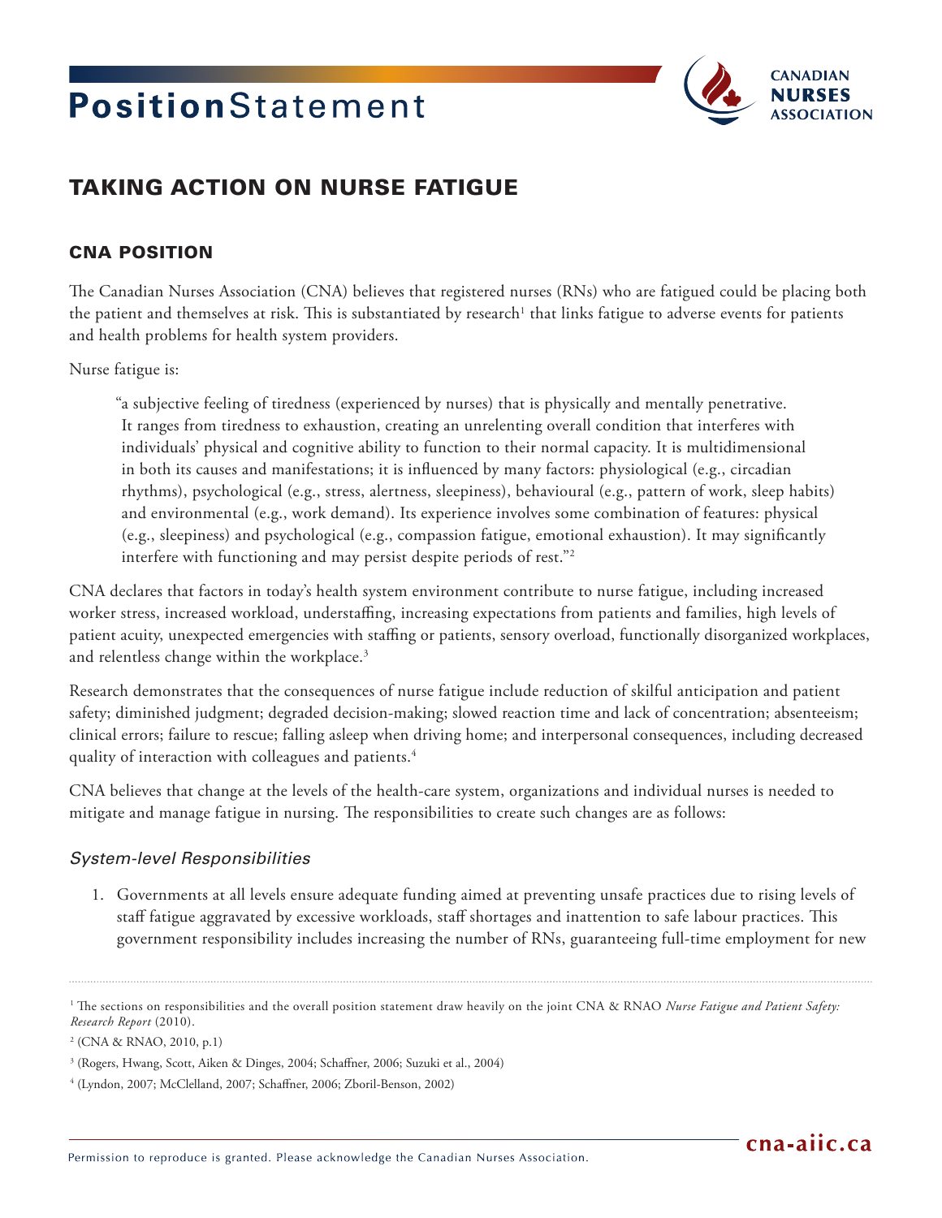# Position Statement

## TAKING ACTION ON NURSE FATIGUE

### CNA POSITION

The Canadian Nurses Association (CNA) believes that registered nurses (RNs) who are fatigued could be placing both the patient and themselves at risk. This is substantiated by research[1] that links fatigue to adverse events for patients and health problems for health system providers.

Nurse fatigue is:

> "a subjective feeling of tiredness (experienced by nurses) that is physically and mentally penetrative. It ranges from tiredness to exhaustion, creating an unrelenting overall condition that interferes with individuals' physical and cognitive ability to function to their normal capacity. It is multidimensional in both its causes and manifestations; it is influenced by many factors: physiological (e.g., circadian rhythms), psychological (e.g., stress, alertness, sleepiness), behavioural (e.g., pattern of work, sleep habits) and environmental (e.g., work demand). Its experience involves some combination of features: physical (e.g., sleepiness) and psychological (e.g., compassion fatigue, emotional exhaustion). It may significantly interfere with functioning and may persist despite periods of rest."[2]

CNA declares that factors in today's health system environment contribute to nurse fatigue, including increased worker stress, increased workload, understaffing, increasing expectations from patients and families, high levels of patient acuity, unexpected emergencies with staffing or patients, sensory overload, functionally disorganized workplaces, and relentless change within the workplace.[3]

Research demonstrates that the consequences of nurse fatigue include reduction of skilful anticipation and patient safety; diminished judgment; degraded decision-making; slowed reaction time and lack of concentration; absenteeism; clinical errors; failure to rescue; falling asleep when driving home; and interpersonal consequences, including decreased quality of interaction with colleagues and patients.[4]

CNA believes that change at the levels of the health-care system, organizations and individual nurses is needed to mitigate and manage fatigue in nursing. The responsibilities to create such changes are as follows:

#### *System-level Responsibilities*

1. Governments at all levels ensure adequate funding aimed at preventing unsafe practices due to rising levels of staff fatigue aggravated by excessive workloads, staff shortages and inattention to safe labour practices. This government responsibility includes increasing the number of RNs, guaranteeing full-time employment for new

---

[1] The sections on responsibilities and the overall position statement draw heavily on the joint CNA & RNAO *Nurse Fatigue and Patient Safety: Research Report* (2010).

[2] (CNA & RNAO, 2010, p.1)

[3] (Rogers, Hwang, Scott, Aiken & Dinges, 2004; Schaffner, 2006; Suzuki et al., 2004)

[4] (Lyndon, 2007; McClelland, 2007; Schaffner, 2006; Zboril-Benson, 2002)

Permission to reproduce is granted. Please acknowledge the Canadian Nurses Association.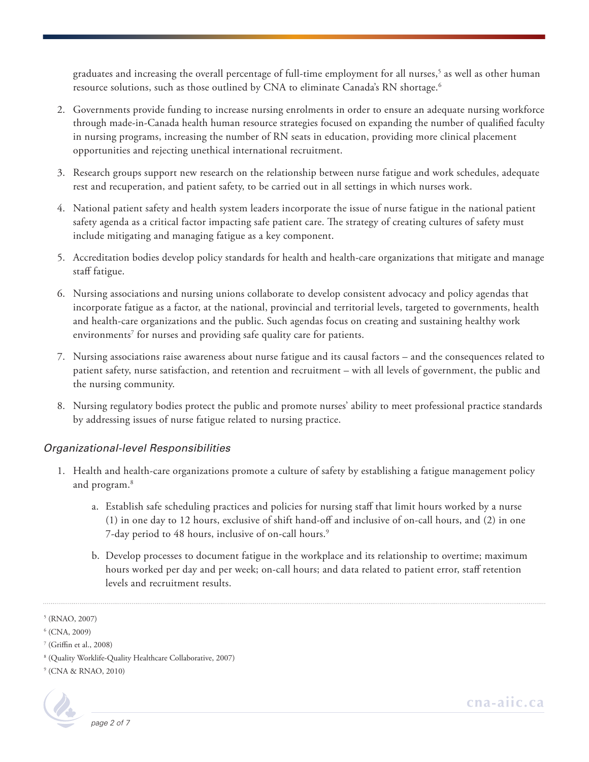graduates and increasing the overall percentage of full-time employment for all nurses,[5] as well as other human resource solutions, such as those outlined by CNA to eliminate Canada's RN shortage.[6]

2. Governments provide funding to increase nursing enrolments in order to ensure an adequate nursing workforce through made-in-Canada health human resource strategies focused on expanding the number of qualified faculty in nursing programs, increasing the number of RN seats in education, providing more clinical placement opportunities and rejecting unethical international recruitment.
3. Research groups support new research on the relationship between nurse fatigue and work schedules, adequate rest and recuperation, and patient safety, to be carried out in all settings in which nurses work.
4. National patient safety and health system leaders incorporate the issue of nurse fatigue in the national patient safety agenda as a critical factor impacting safe patient care. The strategy of creating cultures of safety must include mitigating and managing fatigue as a key component.
5. Accreditation bodies develop policy standards for health and health-care organizations that mitigate and manage staff fatigue.
6. Nursing associations and nursing unions collaborate to develop consistent advocacy and policy agendas that incorporate fatigue as a factor, at the national, provincial and territorial levels, targeted to governments, health and health-care organizations and the public. Such agendas focus on creating and sustaining healthy work environments[7] for nurses and providing safe quality care for patients.
7. Nursing associations raise awareness about nurse fatigue and its causal factors – and the consequences related to patient safety, nurse satisfaction, and retention and recruitment – with all levels of government, the public and the nursing community.
8. Nursing regulatory bodies protect the public and promote nurses' ability to meet professional practice standards by addressing issues of nurse fatigue related to nursing practice.

### *Organizational-level Responsibilities*

1. Health and health-care organizations promote a culture of safety by establishing a fatigue management policy and program.[8]
   a. Establish safe scheduling practices and policies for nursing staff that limit hours worked by a nurse (1) in one day to 12 hours, exclusive of shift hand-off and inclusive of on-call hours, and (2) in one 7-day period to 48 hours, inclusive of on-call hours.[9]
   b. Develop processes to document fatigue in the workplace and its relationship to overtime; maximum hours worked per day and per week; on-call hours; and data related to patient error, staff retention levels and recruitment results.

---

[5] (RNAO, 2007)

[6] (CNA, 2009)

[7] (Griffin et al., 2008)

[8] (Quality Worklife-Quality Healthcare Collaborative, 2007)

[9] (CNA & RNAO, 2010)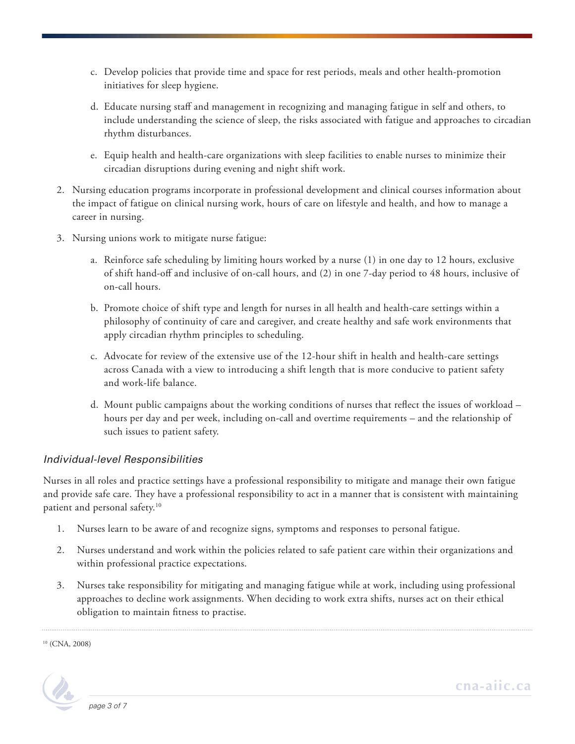c. Develop policies that provide time and space for rest periods, meals and other health-promotion initiatives for sleep hygiene.

d. Educate nursing staff and management in recognizing and managing fatigue in self and others, to include understanding the science of sleep, the risks associated with fatigue and approaches to circadian rhythm disturbances.

e. Equip health and health-care organizations with sleep facilities to enable nurses to minimize their circadian disruptions during evening and night shift work.

2. Nursing education programs incorporate in professional development and clinical courses information about the impact of fatigue on clinical nursing work, hours of care on lifestyle and health, and how to manage a career in nursing.

3. Nursing unions work to mitigate nurse fatigue:

   a. Reinforce safe scheduling by limiting hours worked by a nurse (1) in one day to 12 hours, exclusive of shift hand-off and inclusive of on-call hours, and (2) in one 7-day period to 48 hours, inclusive of on-call hours.

   b. Promote choice of shift type and length for nurses in all health and health-care settings within a philosophy of continuity of care and caregiver, and create healthy and safe work environments that apply circadian rhythm principles to scheduling.

   c. Advocate for review of the extensive use of the 12-hour shift in health and health-care settings across Canada with a view to introducing a shift length that is more conducive to patient safety and work-life balance.

   d. Mount public campaigns about the working conditions of nurses that reflect the issues of workload – hours per day and per week, including on-call and overtime requirements – and the relationship of such issues to patient safety.

### *Individual-level Responsibilities*

Nurses in all roles and practice settings have a professional responsibility to mitigate and manage their own fatigue and provide safe care. They have a professional responsibility to act in a manner that is consistent with maintaining patient and personal safety.[10]

1. Nurses learn to be aware of and recognize signs, symptoms and responses to personal fatigue.

2. Nurses understand and work within the policies related to safe patient care within their organizations and within professional practice expectations.

3. Nurses take responsibility for mitigating and managing fatigue while at work, including using professional approaches to decline work assignments. When deciding to work extra shifts, nurses act on their ethical obligation to maintain fitness to practise.

---

[10] (CNA, 2008)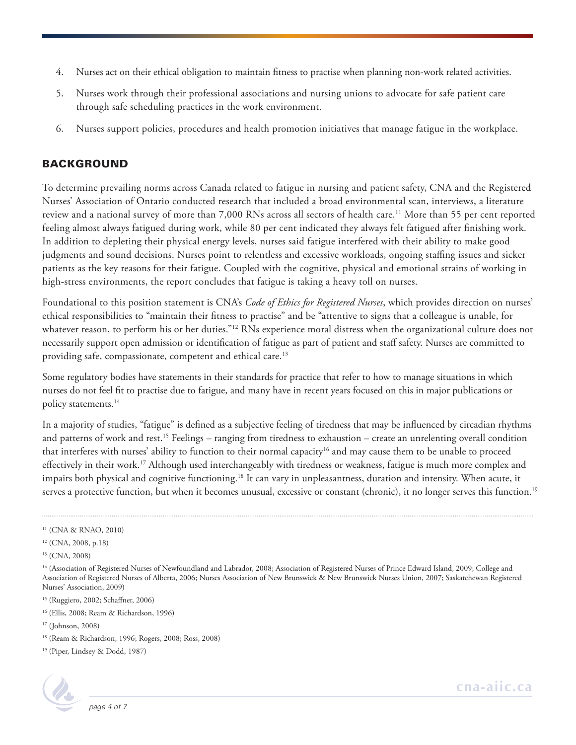4. Nurses act on their ethical obligation to maintain fitness to practise when planning non-work related activities.
5. Nurses work through their professional associations and nursing unions to advocate for safe patient care through safe scheduling practices in the work environment.
6. Nurses support policies, procedures and health promotion initiatives that manage fatigue in the workplace.

## BACKGROUND

To determine prevailing norms across Canada related to fatigue in nursing and patient safety, CNA and the Registered Nurses' Association of Ontario conducted research that included a broad environmental scan, interviews, a literature review and a national survey of more than 7,000 RNs across all sectors of health care.[11] More than 55 per cent reported feeling almost always fatigued during work, while 80 per cent indicated they always felt fatigued after finishing work. In addition to depleting their physical energy levels, nurses said fatigue interfered with their ability to make good judgments and sound decisions. Nurses point to relentless and excessive workloads, ongoing staffing issues and sicker patients as the key reasons for their fatigue. Coupled with the cognitive, physical and emotional strains of working in high-stress environments, the report concludes that fatigue is taking a heavy toll on nurses.

Foundational to this position statement is CNA's *Code of Ethics for Registered Nurses*, which provides direction on nurses' ethical responsibilities to "maintain their fitness to practise" and be "attentive to signs that a colleague is unable, for whatever reason, to perform his or her duties."[12] RNs experience moral distress when the organizational culture does not necessarily support open admission or identification of fatigue as part of patient and staff safety. Nurses are committed to providing safe, compassionate, competent and ethical care.[13]

Some regulatory bodies have statements in their standards for practice that refer to how to manage situations in which nurses do not feel fit to practise due to fatigue, and many have in recent years focused on this in major publications or policy statements.[14]

In a majority of studies, "fatigue" is defined as a subjective feeling of tiredness that may be influenced by circadian rhythms and patterns of work and rest.[15] Feelings – ranging from tiredness to exhaustion – create an unrelenting overall condition that interferes with nurses' ability to function to their normal capacity[16] and may cause them to be unable to proceed effectively in their work.[17] Although used interchangeably with tiredness or weakness, fatigue is much more complex and impairs both physical and cognitive functioning.[18] It can vary in unpleasantness, duration and intensity. When acute, it serves a protective function, but when it becomes unusual, excessive or constant (chronic), it no longer serves this function.[19]

---

[11] (CNA & RNAO, 2010)

[12] (CNA, 2008, p.18)

[13] (CNA, 2008)

[14] (Association of Registered Nurses of Newfoundland and Labrador, 2008; Association of Registered Nurses of Prince Edward Island, 2009; College and Association of Registered Nurses of Alberta, 2006; Nurses Association of New Brunswick & New Brunswick Nurses Union, 2007; Saskatchewan Registered Nurses' Association, 2009)

[15] (Ruggiero, 2002; Schaffner, 2006)

[16] (Ellis, 2008; Ream & Richardson, 1996)

[17] (Johnson, 2008)

[18] (Ream & Richardson, 1996; Rogers, 2008; Ross, 2008)

[19] (Piper, Lindsey & Dodd, 1987)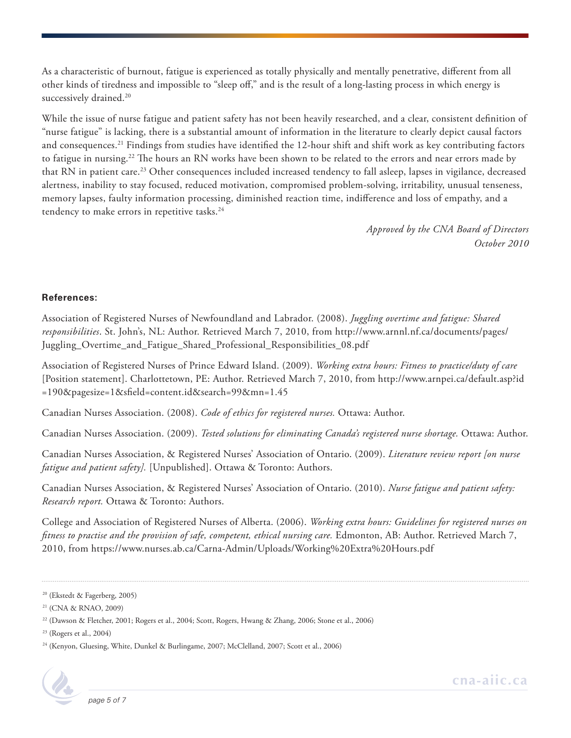As a characteristic of burnout, fatigue is experienced as totally physically and mentally penetrative, different from all other kinds of tiredness and impossible to "sleep off," and is the result of a long-lasting process in which energy is successively drained.[20]

While the issue of nurse fatigue and patient safety has not been heavily researched, and a clear, consistent definition of "nurse fatigue" is lacking, there is a substantial amount of information in the literature to clearly depict causal factors and consequences.[21] Findings from studies have identified the 12-hour shift and shift work as key contributing factors to fatigue in nursing.[22] The hours an RN works have been shown to be related to the errors and near errors made by that RN in patient care.[23] Other consequences included increased tendency to fall asleep, lapses in vigilance, decreased alertness, inability to stay focused, reduced motivation, compromised problem-solving, irritability, unusual tenseness, memory lapses, faulty information processing, diminished reaction time, indifference and loss of empathy, and a tendency to make errors in repetitive tasks.[24]

*Approved by the CNA Board of Directors*
*October 2010*

**References:**

Association of Registered Nurses of Newfoundland and Labrador. (2008). *Juggling overtime and fatigue: Shared responsibilities*. St. John's, NL: Author. Retrieved March 7, 2010, from http://www.arnnl.nf.ca/documents/pages/Juggling_Overtime_and_Fatigue_Shared_Professional_Responsibilities_08.pdf

Association of Registered Nurses of Prince Edward Island. (2009). *Working extra hours: Fitness to practice/duty of care* [Position statement]. Charlottetown, PE: Author. Retrieved March 7, 2010, from http://www.arnpei.ca/default.asp?id=190&pagesize=1&sfield=content.id&search=99&mn=1.45

Canadian Nurses Association. (2008). *Code of ethics for registered nurses.* Ottawa: Author.

Canadian Nurses Association. (2009). *Tested solutions for eliminating Canada's registered nurse shortage.* Ottawa: Author.

Canadian Nurses Association, & Registered Nurses' Association of Ontario. (2009). *Literature review report [on nurse fatigue and patient safety].* [Unpublished]. Ottawa & Toronto: Authors.

Canadian Nurses Association, & Registered Nurses' Association of Ontario. (2010). *Nurse fatigue and patient safety: Research report.* Ottawa & Toronto: Authors.

College and Association of Registered Nurses of Alberta. (2006). *Working extra hours: Guidelines for registered nurses on fitness to practise and the provision of safe, competent, ethical nursing care.* Edmonton, AB: Author. Retrieved March 7, 2010, from https://www.nurses.ab.ca/Carna-Admin/Uploads/Working%20Extra%20Hours.pdf

---

[20] (Ekstedt & Fagerberg, 2005)

[21] (CNA & RNAO, 2009)

[22] (Dawson & Fletcher, 2001; Rogers et al., 2004; Scott, Rogers, Hwang & Zhang, 2006; Stone et al., 2006)

[23] (Rogers et al., 2004)

[24] (Kenyon, Gluesing, White, Dunkel & Burlingame, 2007; McClelland, 2007; Scott et al., 2006)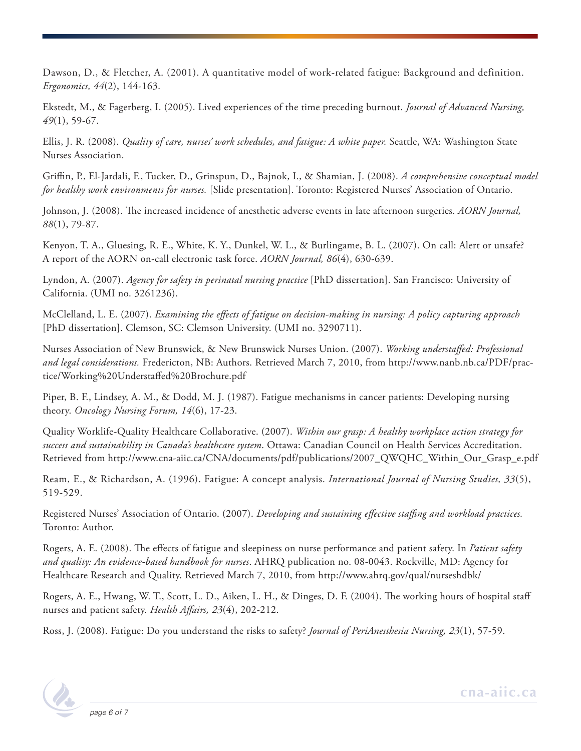Dawson, D., & Fletcher, A. (2001). A quantitative model of work-related fatigue: Background and definition. *Ergonomics, 44*(2), 144-163.

Ekstedt, M., & Fagerberg, I. (2005). Lived experiences of the time preceding burnout. *Journal of Advanced Nursing, 49*(1), 59-67.

Ellis, J. R. (2008). *Quality of care, nurses' work schedules, and fatigue: A white paper.* Seattle, WA: Washington State Nurses Association.

Griffin, P., El-Jardali, F., Tucker, D., Grinspun, D., Bajnok, I., & Shamian, J. (2008). *A comprehensive conceptual model for healthy work environments for nurses.* [Slide presentation]. Toronto: Registered Nurses' Association of Ontario.

Johnson, J. (2008). The increased incidence of anesthetic adverse events in late afternoon surgeries. *AORN Journal, 88*(1), 79-87.

Kenyon, T. A., Gluesing, R. E., White, K. Y., Dunkel, W. L., & Burlingame, B. L. (2007). On call: Alert or unsafe? A report of the AORN on-call electronic task force. *AORN Journal, 86*(4), 630-639.

Lyndon, A. (2007). *Agency for safety in perinatal nursing practice* [PhD dissertation]. San Francisco: University of California. (UMI no. 3261236).

McClelland, L. E. (2007). *Examining the effects of fatigue on decision-making in nursing: A policy capturing approach* [PhD dissertation]. Clemson, SC: Clemson University. (UMI no. 3290711).

Nurses Association of New Brunswick, & New Brunswick Nurses Union. (2007). *Working understaffed: Professional and legal considerations.* Fredericton, NB: Authors. Retrieved March 7, 2010, from http://www.nanb.nb.ca/PDF/practice/Working%20Understaffed%20Brochure.pdf

Piper, B. F., Lindsey, A. M., & Dodd, M. J. (1987). Fatigue mechanisms in cancer patients: Developing nursing theory. *Oncology Nursing Forum, 14*(6), 17-23.

Quality Worklife-Quality Healthcare Collaborative. (2007). *Within our grasp: A healthy workplace action strategy for success and sustainability in Canada's healthcare system*. Ottawa: Canadian Council on Health Services Accreditation. Retrieved from http://www.cna-aiic.ca/CNA/documents/pdf/publications/2007_QWQHC_Within_Our_Grasp_e.pdf

Ream, E., & Richardson, A. (1996). Fatigue: A concept analysis. *International Journal of Nursing Studies, 33*(5), 519-529.

Registered Nurses' Association of Ontario. (2007). *Developing and sustaining effective staffing and workload practices.* Toronto: Author.

Rogers, A. E. (2008). The effects of fatigue and sleepiness on nurse performance and patient safety. In *Patient safety and quality: An evidence-based handbook for nurses*. AHRQ publication no. 08-0043. Rockville, MD: Agency for Healthcare Research and Quality. Retrieved March 7, 2010, from http://www.ahrq.gov/qual/nurseshdbk/

Rogers, A. E., Hwang, W. T., Scott, L. D., Aiken, L. H., & Dinges, D. F. (2004). The working hours of hospital staff nurses and patient safety. *Health Affairs, 23*(4), 202-212.

Ross, J. (2008). Fatigue: Do you understand the risks to safety? *Journal of PeriAnesthesia Nursing, 23*(1), 57-59.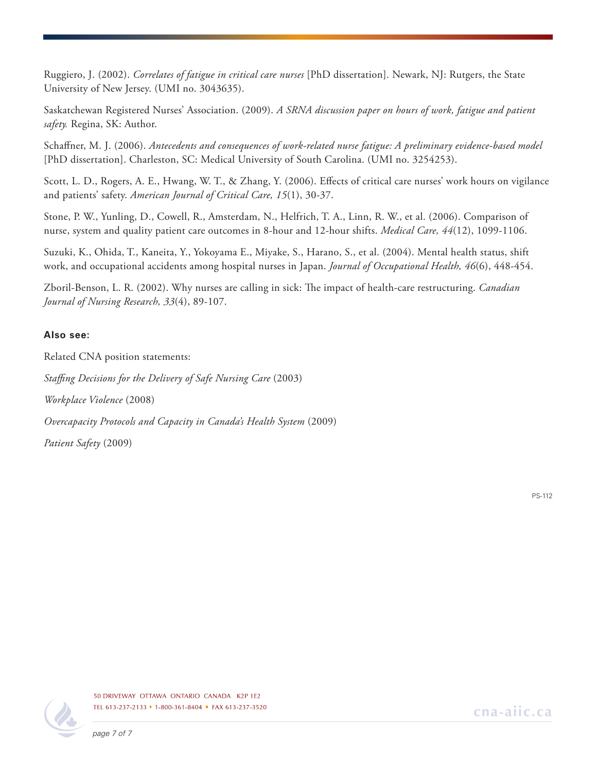Ruggiero, J. (2002). *Correlates of fatigue in critical care nurses* [PhD dissertation]. Newark, NJ: Rutgers, the State University of New Jersey. (UMI no. 3043635).

Saskatchewan Registered Nurses' Association. (2009). *A SRNA discussion paper on hours of work, fatigue and patient safety.* Regina, SK: Author.

Schaffner, M. J. (2006). *Antecedents and consequences of work-related nurse fatigue: A preliminary evidence-based model* [PhD dissertation]. Charleston, SC: Medical University of South Carolina. (UMI no. 3254253).

Scott, L. D., Rogers, A. E., Hwang, W. T., & Zhang, Y. (2006). Effects of critical care nurses' work hours on vigilance and patients' safety. *American Journal of Critical Care, 15*(1), 30-37.

Stone, P. W., Yunling, D., Cowell, R., Amsterdam, N., Helfrich, T. A., Linn, R. W., et al. (2006). Comparison of nurse, system and quality patient care outcomes in 8-hour and 12-hour shifts. *Medical Care, 44*(12), 1099-1106.

Suzuki, K., Ohida, T., Kaneita, Y., Yokoyama E., Miyake, S., Harano, S., et al. (2004). Mental health status, shift work, and occupational accidents among hospital nurses in Japan. *Journal of Occupational Health, 46*(6), 448-454.

Zboril-Benson, L. R. (2002). Why nurses are calling in sick: The impact of health-care restructuring. *Canadian Journal of Nursing Research, 33*(4), 89-107.

**Also see:**

Related CNA position statements:

*Staffing Decisions for the Delivery of Safe Nursing Care* (2003)

*Workplace Violence* (2008)

*Overcapacity Protocols and Capacity in Canada's Health System* (2009)

*Patient Safety* (2009)

PS-112

50 DRIVEWAY OTTAWA ONTARIO CANADA K2P 1E2
TEL 613-237-2133 ▪ 1-800-361-8404 ▪ FAX 613-237-3520

cna-aiic.ca